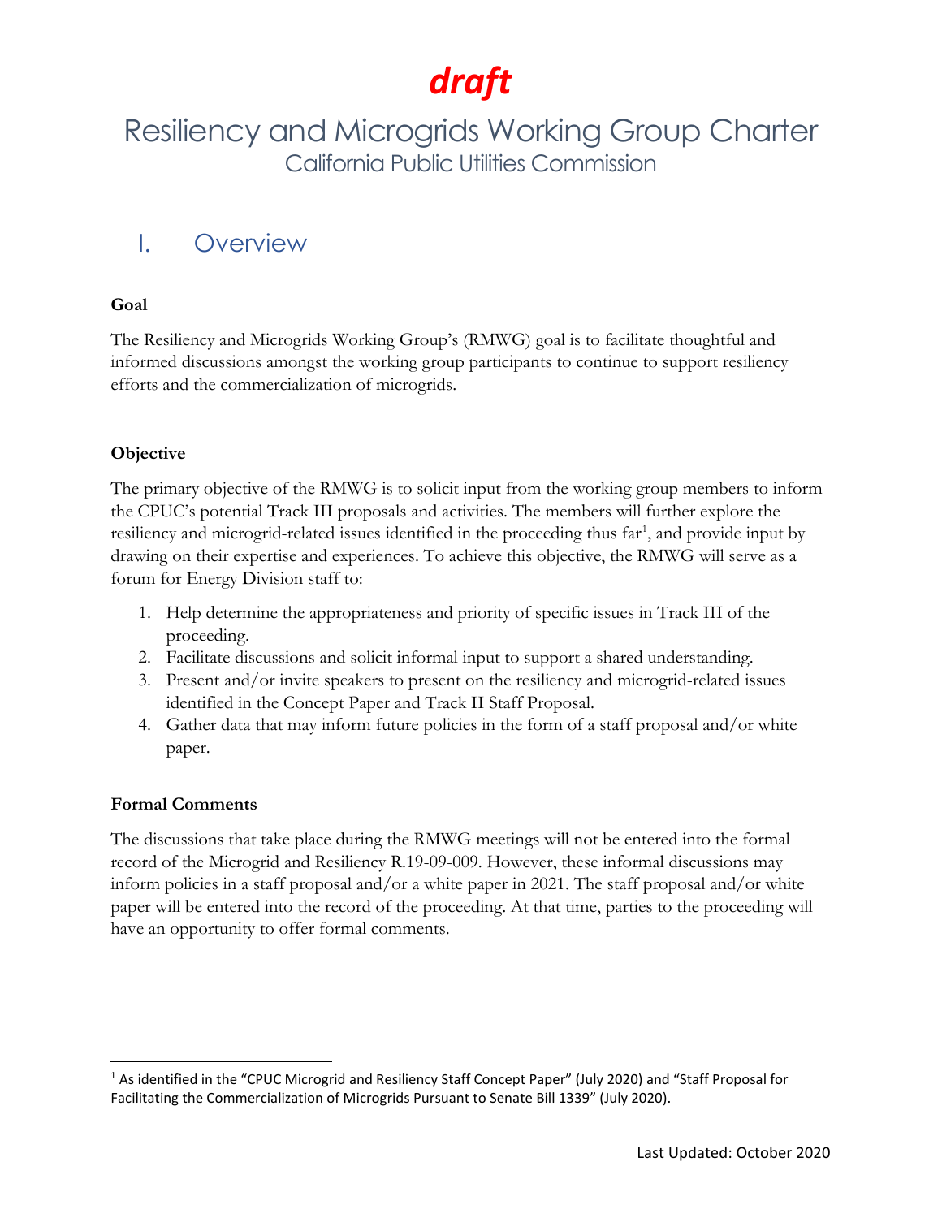*draft*

# Resiliency and Microgrids Working Group Charter

California Public Utilities Commission

## I. Overview

**Goal**

The Resiliency and Microgrids Working Group's (RMWG) goal is to facilitate thoughtful and informed discussions amongst the working group participants to continue to support resiliency efforts and the commercialization of microgrids.

**Objective**

The primary objective of the RMWG is to solicit input from the working group members to inform the CPUC's potential Track III proposals and activities. The members will further explore the resiliency and microgrid-related issues identified in the proceeding thus far[1], and provide input by drawing on their expertise and experiences. To achieve this objective, the RMWG will serve as a forum for Energy Division staff to:

1. Help determine the appropriateness and priority of specific issues in Track III of the proceeding.
2. Facilitate discussions and solicit informal input to support a shared understanding.
3. Present and/or invite speakers to present on the resiliency and microgrid-related issues identified in the Concept Paper and Track II Staff Proposal.
4. Gather data that may inform future policies in the form of a staff proposal and/or white paper.

**Formal Comments**

The discussions that take place during the RMWG meetings will not be entered into the formal record of the Microgrid and Resiliency R.19-09-009. However, these informal discussions may inform policies in a staff proposal and/or a white paper in 2021. The staff proposal and/or white paper will be entered into the record of the proceeding. At that time, parties to the proceeding will have an opportunity to offer formal comments.

---

[1] As identified in the "CPUC Microgrid and Resiliency Staff Concept Paper" (July 2020) and "Staff Proposal for Facilitating the Commercialization of Microgrids Pursuant to Senate Bill 1339" (July 2020).

Last Updated: October 2020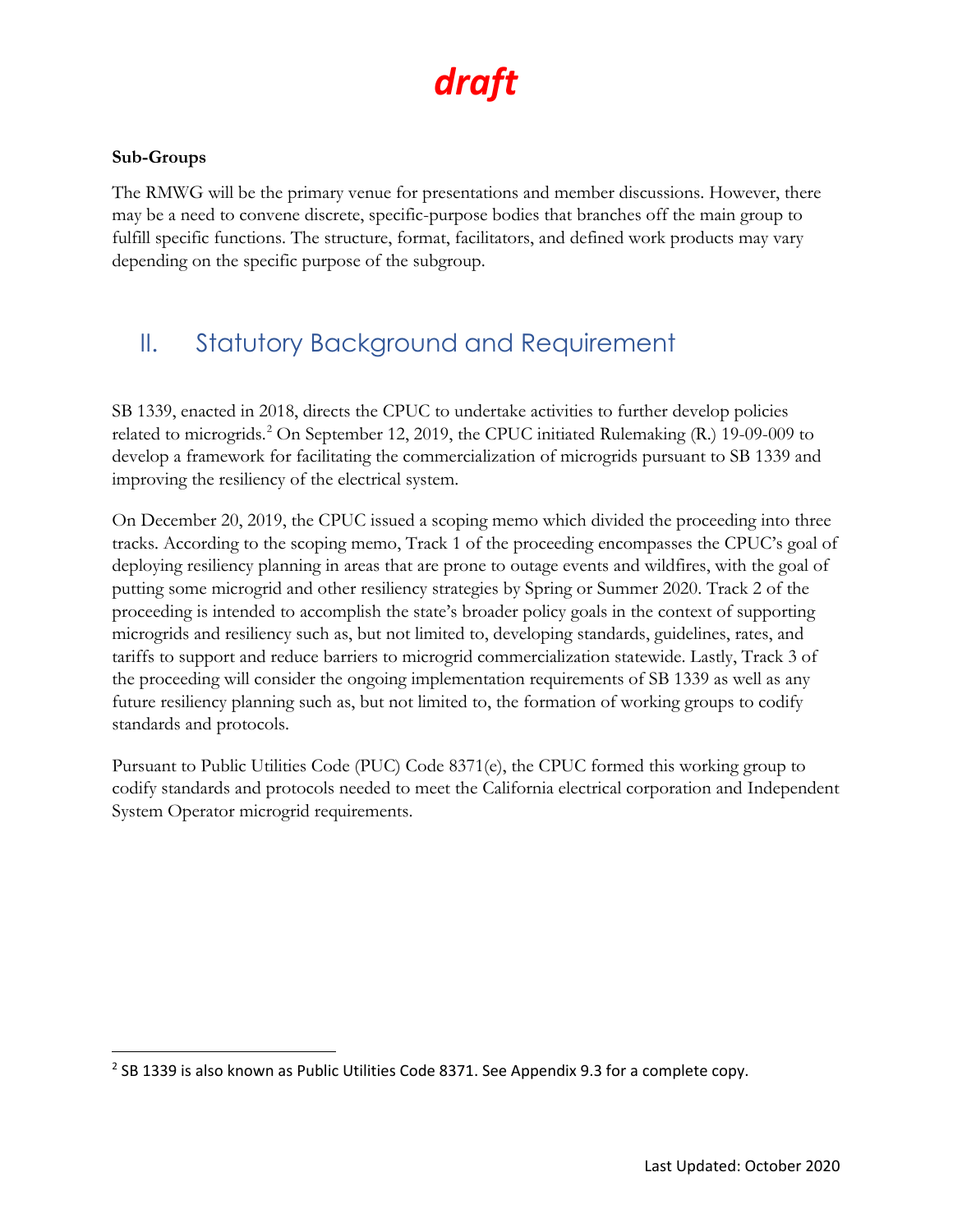*draft*

**Sub-Groups**

The RMWG will be the primary venue for presentations and member discussions. However, there may be a need to convene discrete, specific-purpose bodies that branches off the main group to fulfill specific functions. The structure, format, facilitators, and defined work products may vary depending on the specific purpose of the subgroup.

## II. Statutory Background and Requirement

SB 1339, enacted in 2018, directs the CPUC to undertake activities to further develop policies related to microgrids.[2] On September 12, 2019, the CPUC initiated Rulemaking (R.) 19-09-009 to develop a framework for facilitating the commercialization of microgrids pursuant to SB 1339 and improving the resiliency of the electrical system.

On December 20, 2019, the CPUC issued a scoping memo which divided the proceeding into three tracks. According to the scoping memo, Track 1 of the proceeding encompasses the CPUC's goal of deploying resiliency planning in areas that are prone to outage events and wildfires, with the goal of putting some microgrid and other resiliency strategies by Spring or Summer 2020. Track 2 of the proceeding is intended to accomplish the state's broader policy goals in the context of supporting microgrids and resiliency such as, but not limited to, developing standards, guidelines, rates, and tariffs to support and reduce barriers to microgrid commercialization statewide. Lastly, Track 3 of the proceeding will consider the ongoing implementation requirements of SB 1339 as well as any future resiliency planning such as, but not limited to, the formation of working groups to codify standards and protocols.

Pursuant to Public Utilities Code (PUC) Code 8371(e), the CPUC formed this working group to codify standards and protocols needed to meet the California electrical corporation and Independent System Operator microgrid requirements.

[2] SB 1339 is also known as Public Utilities Code 8371. See Appendix 9.3 for a complete copy.

Last Updated: October 2020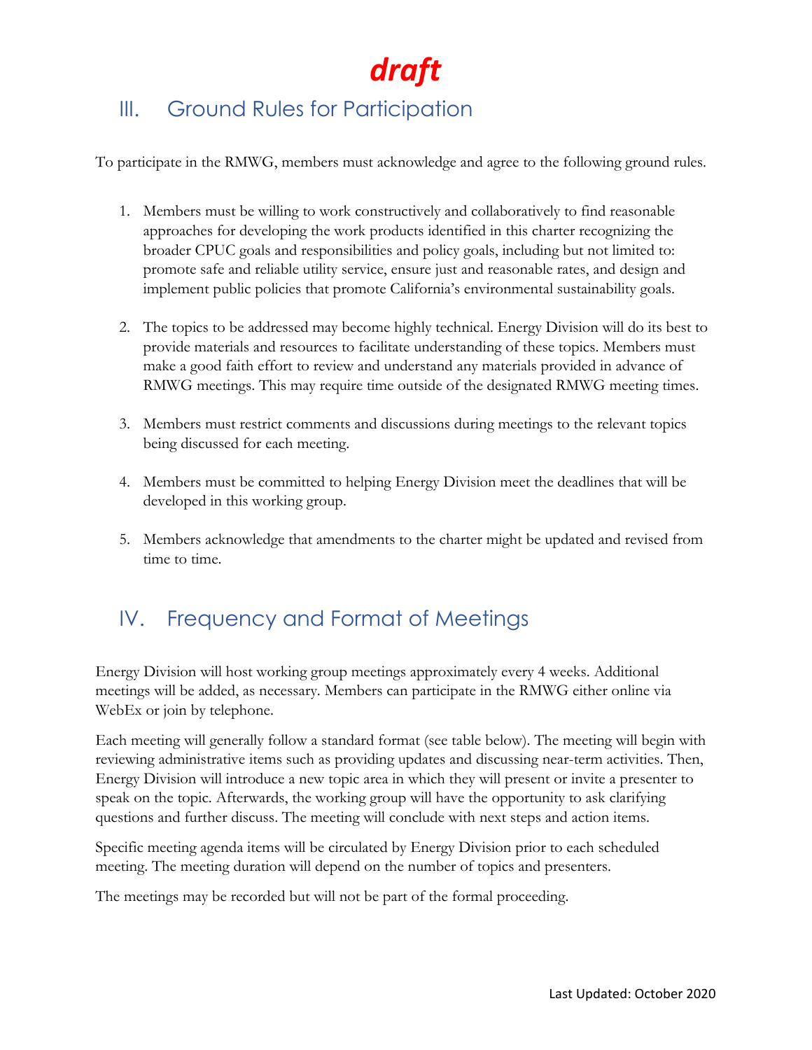***draft***

## III. Ground Rules for Participation

To participate in the RMWG, members must acknowledge and agree to the following ground rules.

1. Members must be willing to work constructively and collaboratively to find reasonable approaches for developing the work products identified in this charter recognizing the broader CPUC goals and responsibilities and policy goals, including but not limited to: promote safe and reliable utility service, ensure just and reasonable rates, and design and implement public policies that promote California's environmental sustainability goals.

2. The topics to be addressed may become highly technical. Energy Division will do its best to provide materials and resources to facilitate understanding of these topics. Members must make a good faith effort to review and understand any materials provided in advance of RMWG meetings. This may require time outside of the designated RMWG meeting times.

3. Members must restrict comments and discussions during meetings to the relevant topics being discussed for each meeting.

4. Members must be committed to helping Energy Division meet the deadlines that will be developed in this working group.

5. Members acknowledge that amendments to the charter might be updated and revised from time to time.

## IV. Frequency and Format of Meetings

Energy Division will host working group meetings approximately every 4 weeks. Additional meetings will be added, as necessary. Members can participate in the RMWG either online via WebEx or join by telephone.

Each meeting will generally follow a standard format (see table below). The meeting will begin with reviewing administrative items such as providing updates and discussing near-term activities. Then, Energy Division will introduce a new topic area in which they will present or invite a presenter to speak on the topic. Afterwards, the working group will have the opportunity to ask clarifying questions and further discuss. The meeting will conclude with next steps and action items.

Specific meeting agenda items will be circulated by Energy Division prior to each scheduled meeting. The meeting duration will depend on the number of topics and presenters.

The meetings may be recorded but will not be part of the formal proceeding.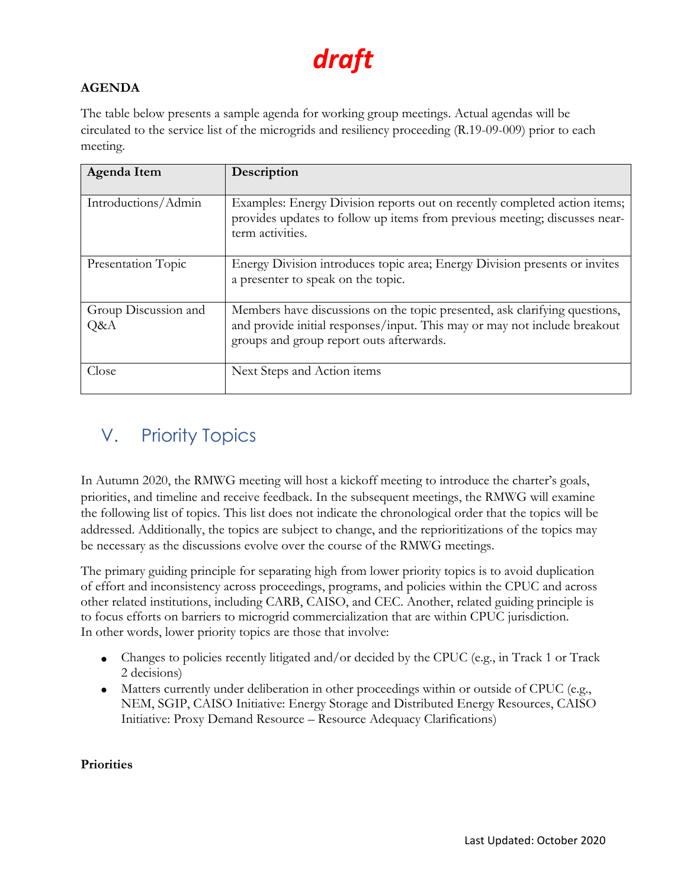*draft*

**AGENDA**

The table below presents a sample agenda for working group meetings. Actual agendas will be circulated to the service list of the microgrids and resiliency proceeding (R.19-09-009) prior to each meeting.

| Agenda Item | Description |
|---|---|
| Introductions/Admin | Examples: Energy Division reports out on recently completed action items; provides updates to follow up items from previous meeting; discusses near-term activities. |
| Presentation Topic | Energy Division introduces topic area; Energy Division presents or invites a presenter to speak on the topic. |
| Group Discussion and Q&A | Members have discussions on the topic presented, ask clarifying questions, and provide initial responses/input. This may or may not include breakout groups and group report outs afterwards. |
| Close | Next Steps and Action items |

## V. Priority Topics

In Autumn 2020, the RMWG meeting will host a kickoff meeting to introduce the charter's goals, priorities, and timeline and receive feedback. In the subsequent meetings, the RMWG will examine the following list of topics. This list does not indicate the chronological order that the topics will be addressed. Additionally, the topics are subject to change, and the reprioritizations of the topics may be necessary as the discussions evolve over the course of the RMWG meetings.

The primary guiding principle for separating high from lower priority topics is to avoid duplication of effort and inconsistency across proceedings, programs, and policies within the CPUC and across other related institutions, including CARB, CAISO, and CEC. Another, related guiding principle is to focus efforts on barriers to microgrid commercialization that are within CPUC jurisdiction. In other words, lower priority topics are those that involve:

- Changes to policies recently litigated and/or decided by the CPUC (e.g., in Track 1 or Track 2 decisions)
- Matters currently under deliberation in other proceedings within or outside of CPUC (e.g., NEM, SGIP, CAISO Initiative: Energy Storage and Distributed Energy Resources, CAISO Initiative: Proxy Demand Resource – Resource Adequacy Clarifications)

**Priorities**

Last Updated: October 2020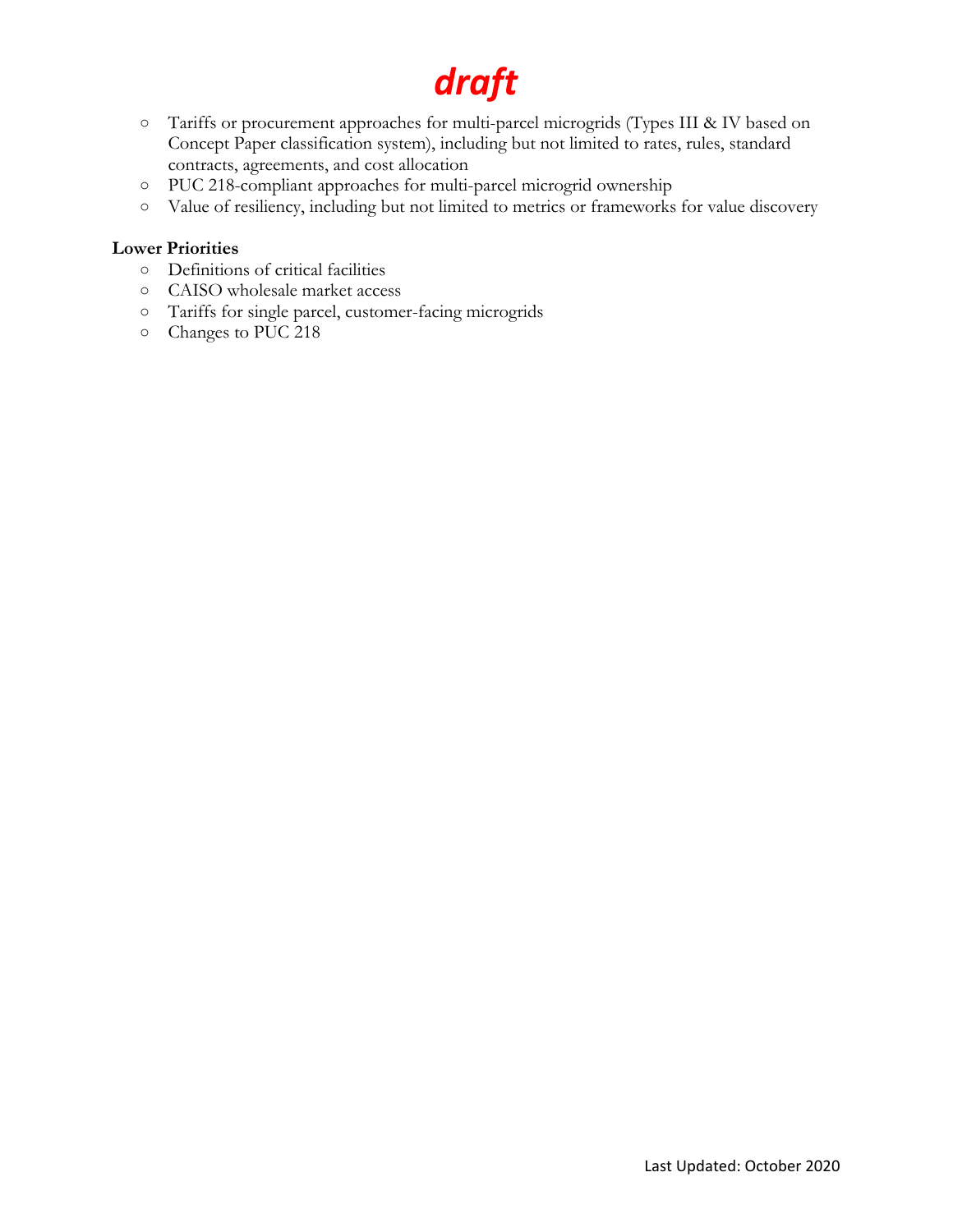*draft*

- Tariffs or procurement approaches for multi-parcel microgrids (Types III & IV based on Concept Paper classification system), including but not limited to rates, rules, standard contracts, agreements, and cost allocation
- PUC 218-compliant approaches for multi-parcel microgrid ownership
- Value of resiliency, including but not limited to metrics or frameworks for value discovery

**Lower Priorities**

- Definitions of critical facilities
- CAISO wholesale market access
- Tariffs for single parcel, customer-facing microgrids
- Changes to PUC 218

Last Updated: October 2020